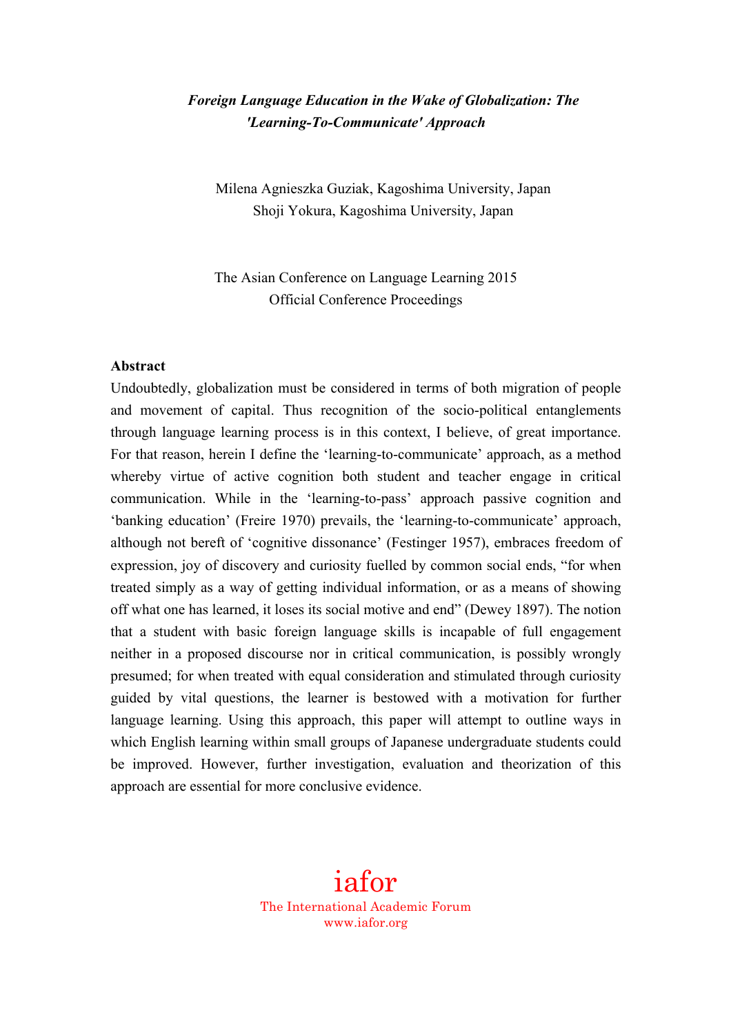# *Foreign Language Education in the Wake of Globalization: The 'Learning-To-Communicate' Approach*

Milena Agnieszka Guziak, Kagoshima University, Japan
Shoji Yokura, Kagoshima University, Japan

The Asian Conference on Language Learning 2015
Official Conference Proceedings

**Abstract**

Undoubtedly, globalization must be considered in terms of both migration of people and movement of capital. Thus recognition of the socio-political entanglements through language learning process is in this context, I believe, of great importance. For that reason, herein I define the 'learning-to-communicate' approach, as a method whereby virtue of active cognition both student and teacher engage in critical communication. While in the 'learning-to-pass' approach passive cognition and 'banking education' (Freire 1970) prevails, the 'learning-to-communicate' approach, although not bereft of 'cognitive dissonance' (Festinger 1957), embraces freedom of expression, joy of discovery and curiosity fuelled by common social ends, "for when treated simply as a way of getting individual information, or as a means of showing off what one has learned, it loses its social motive and end" (Dewey 1897). The notion that a student with basic foreign language skills is incapable of full engagement neither in a proposed discourse nor in critical communication, is possibly wrongly presumed; for when treated with equal consideration and stimulated through curiosity guided by vital questions, the learner is bestowed with a motivation for further language learning. Using this approach, this paper will attempt to outline ways in which English learning within small groups of Japanese undergraduate students could be improved. However, further investigation, evaluation and theorization of this approach are essential for more conclusive evidence.

iafor
The International Academic Forum
www.iafor.org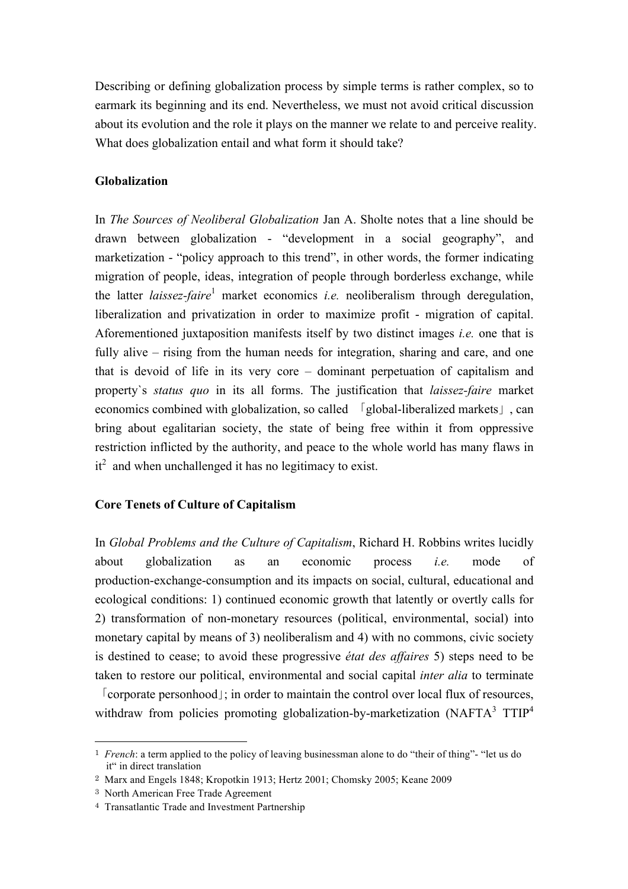Describing or defining globalization process by simple terms is rather complex, so to earmark its beginning and its end. Nevertheless, we must not avoid critical discussion about its evolution and the role it plays on the manner we relate to and perceive reality. What does globalization entail and what form it should take?

**Globalization**

In *The Sources of Neoliberal Globalization* Jan A. Sholte notes that a line should be drawn between globalization - "development in a social geography", and marketization - "policy approach to this trend", in other words, the former indicating migration of people, ideas, integration of people through borderless exchange, while the latter *laissez-faire*[1] market economics *i.e.* neoliberalism through deregulation, liberalization and privatization in order to maximize profit - migration of capital. Aforementioned juxtaposition manifests itself by two distinct images *i.e.* one that is fully alive – rising from the human needs for integration, sharing and care, and one that is devoid of life in its very core – dominant perpetuation of capitalism and property`s *status quo* in its all forms. The justification that *laissez-faire* market economics combined with globalization, so called 「global-liberalized markets」, can bring about egalitarian society, the state of being free within it from oppressive restriction inflicted by the authority, and peace to the whole world has many flaws in it[2] and when unchallenged it has no legitimacy to exist.

**Core Tenets of Culture of Capitalism**

In *Global Problems and the Culture of Capitalism*, Richard H. Robbins writes lucidly about globalization as an economic process *i.e.* mode of production-exchange-consumption and its impacts on social, cultural, educational and ecological conditions: 1) continued economic growth that latently or overtly calls for 2) transformation of non-monetary resources (political, environmental, social) into monetary capital by means of 3) neoliberalism and 4) with no commons, civic society is destined to cease; to avoid these progressive *état des affaires* 5) steps need to be taken to restore our political, environmental and social capital *inter alia* to terminate 「corporate personhood」; in order to maintain the control over local flux of resources, withdraw from policies promoting globalization-by-marketization (NAFTA[3] TTIP[4]

---

1 *French*: a term applied to the policy of leaving businessman alone to do "their of thing"- "let us do it" in direct translation

2 Marx and Engels 1848; Kropotkin 1913; Hertz 2001; Chomsky 2005; Keane 2009

3 North American Free Trade Agreement

4 Transatlantic Trade and Investment Partnership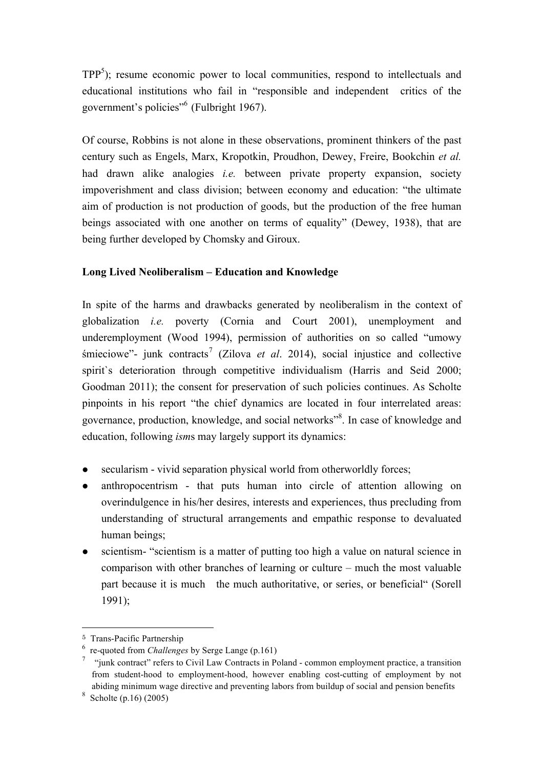TPP[5]); resume economic power to local communities, respond to intellectuals and educational institutions who fail in "responsible and independent critics of the government's policies"[6] (Fulbright 1967).

Of course, Robbins is not alone in these observations, prominent thinkers of the past century such as Engels, Marx, Kropotkin, Proudhon, Dewey, Freire, Bookchin *et al.* had drawn alike analogies *i.e.* between private property expansion, society impoverishment and class division; between economy and education: "the ultimate aim of production is not production of goods, but the production of the free human beings associated with one another on terms of equality" (Dewey, 1938), that are being further developed by Chomsky and Giroux.

**Long Lived Neoliberalism – Education and Knowledge**

In spite of the harms and drawbacks generated by neoliberalism in the context of globalization *i.e.* poverty (Cornia and Court 2001), unemployment and underemployment (Wood 1994), permission of authorities on so called "umowy śmieciowe"- junk contracts[7] (Zilova *et al*. 2014), social injustice and collective spirit`s deterioration through competitive individualism (Harris and Seid 2000; Goodman 2011); the consent for preservation of such policies continues. As Scholte pinpoints in his report "the chief dynamics are located in four interrelated areas: governance, production, knowledge, and social networks"[8]. In case of knowledge and education, following *ism*s may largely support its dynamics:

- secularism - vivid separation physical world from otherworldly forces;
- anthropocentrism - that puts human into circle of attention allowing on overindulgence in his/her desires, interests and experiences, thus precluding from understanding of structural arrangements and empathic response to devaluated human beings;
- scientism- "scientism is a matter of putting too high a value on natural science in comparison with other branches of learning or culture – much the most valuable part because it is much the much authoritative, or series, or beneficial" (Sorell 1991);

---

[5] Trans-Pacific Partnership

[6] re-quoted from *Challenges* by Serge Lange (p.161)

[7] "junk contract" refers to Civil Law Contracts in Poland - common employment practice, a transition from student-hood to employment-hood, however enabling cost-cutting of employment by not abiding minimum wage directive and preventing labors from buildup of social and pension benefits

[8] Scholte (p.16) (2005)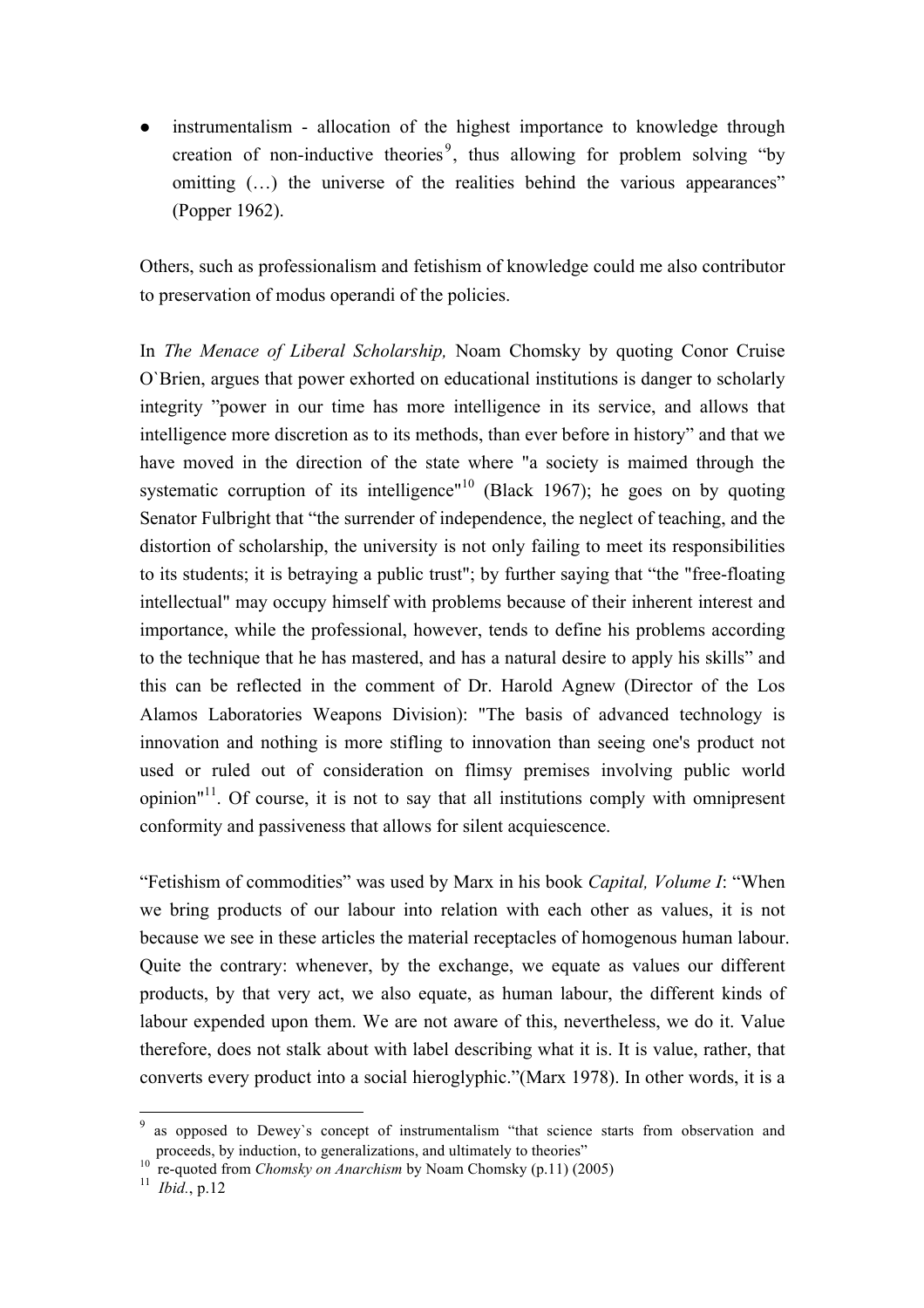- instrumentalism - allocation of the highest importance to knowledge through creation of non-inductive theories[9], thus allowing for problem solving "by omitting (…) the universe of the realities behind the various appearances" (Popper 1962).

Others, such as professionalism and fetishism of knowledge could me also contributor to preservation of modus operandi of the policies.

In *The Menace of Liberal Scholarship,* Noam Chomsky by quoting Conor Cruise O`Brien, argues that power exhorted on educational institutions is danger to scholarly integrity "power in our time has more intelligence in its service, and allows that intelligence more discretion as to its methods, than ever before in history" and that we have moved in the direction of the state where "a society is maimed through the systematic corruption of its intelligence"[10] (Black 1967); he goes on by quoting Senator Fulbright that "the surrender of independence, the neglect of teaching, and the distortion of scholarship, the university is not only failing to meet its responsibilities to its students; it is betraying a public trust"; by further saying that "the "free-floating intellectual" may occupy himself with problems because of their inherent interest and importance, while the professional, however, tends to define his problems according to the technique that he has mastered, and has a natural desire to apply his skills" and this can be reflected in the comment of Dr. Harold Agnew (Director of the Los Alamos Laboratories Weapons Division): "The basis of advanced technology is innovation and nothing is more stifling to innovation than seeing one's product not used or ruled out of consideration on flimsy premises involving public world opinion"[11]. Of course, it is not to say that all institutions comply with omnipresent conformity and passiveness that allows for silent acquiescence.

"Fetishism of commodities" was used by Marx in his book *Capital, Volume I*: "When we bring products of our labour into relation with each other as values, it is not because we see in these articles the material receptacles of homogenous human labour. Quite the contrary: whenever, by the exchange, we equate as values our different products, by that very act, we also equate, as human labour, the different kinds of labour expended upon them. We are not aware of this, nevertheless, we do it. Value therefore, does not stalk about with label describing what it is. It is value, rather, that converts every product into a social hieroglyphic."(Marx 1978). In other words, it is a

---

[9] as opposed to Dewey`s concept of instrumentalism "that science starts from observation and proceeds, by induction, to generalizations, and ultimately to theories"

[10] re-quoted from *Chomsky on Anarchism* by Noam Chomsky (p.11) (2005)

[11] *Ibid*., p.12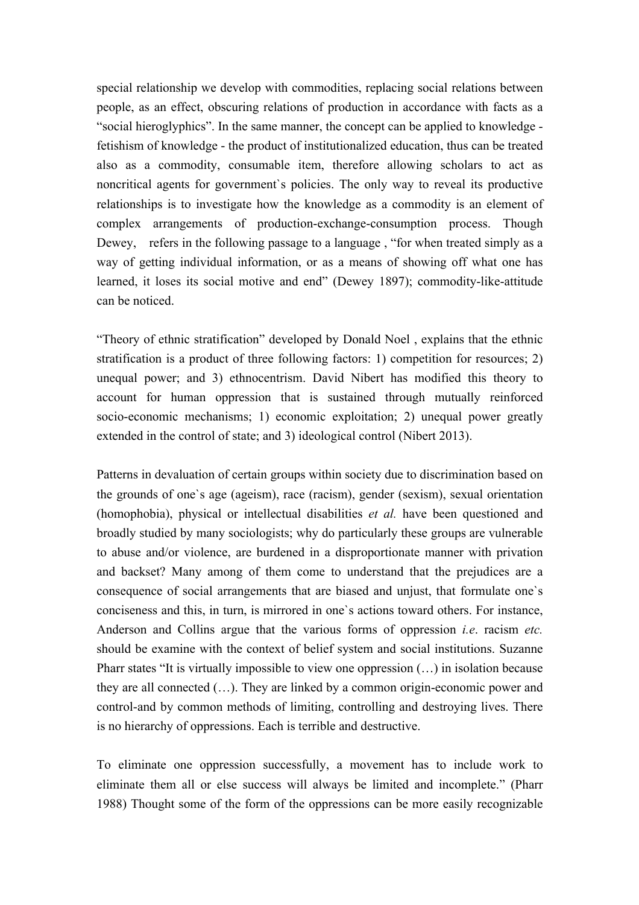special relationship we develop with commodities, replacing social relations between people, as an effect, obscuring relations of production in accordance with facts as a "social hieroglyphics". In the same manner, the concept can be applied to knowledge - fetishism of knowledge - the product of institutionalized education, thus can be treated also as a commodity, consumable item, therefore allowing scholars to act as noncritical agents for government`s policies. The only way to reveal its productive relationships is to investigate how the knowledge as a commodity is an element of complex arrangements of production-exchange-consumption process. Though Dewey, refers in the following passage to a language , "for when treated simply as a way of getting individual information, or as a means of showing off what one has learned, it loses its social motive and end" (Dewey 1897); commodity-like-attitude can be noticed.

"Theory of ethnic stratification" developed by Donald Noel , explains that the ethnic stratification is a product of three following factors: 1) competition for resources; 2) unequal power; and 3) ethnocentrism. David Nibert has modified this theory to account for human oppression that is sustained through mutually reinforced socio-economic mechanisms; 1) economic exploitation; 2) unequal power greatly extended in the control of state; and 3) ideological control (Nibert 2013).

Patterns in devaluation of certain groups within society due to discrimination based on the grounds of one`s age (ageism), race (racism), gender (sexism), sexual orientation (homophobia), physical or intellectual disabilities *et al.* have been questioned and broadly studied by many sociologists; why do particularly these groups are vulnerable to abuse and/or violence, are burdened in a disproportionate manner with privation and backset? Many among of them come to understand that the prejudices are a consequence of social arrangements that are biased and unjust, that formulate one`s conciseness and this, in turn, is mirrored in one`s actions toward others. For instance, Anderson and Collins argue that the various forms of oppression *i.e*. racism *etc.* should be examine with the context of belief system and social institutions. Suzanne Pharr states "It is virtually impossible to view one oppression (…) in isolation because they are all connected (…). They are linked by a common origin-economic power and control-and by common methods of limiting, controlling and destroying lives. There is no hierarchy of oppressions. Each is terrible and destructive.

To eliminate one oppression successfully, a movement has to include work to eliminate them all or else success will always be limited and incomplete." (Pharr 1988) Thought some of the form of the oppressions can be more easily recognizable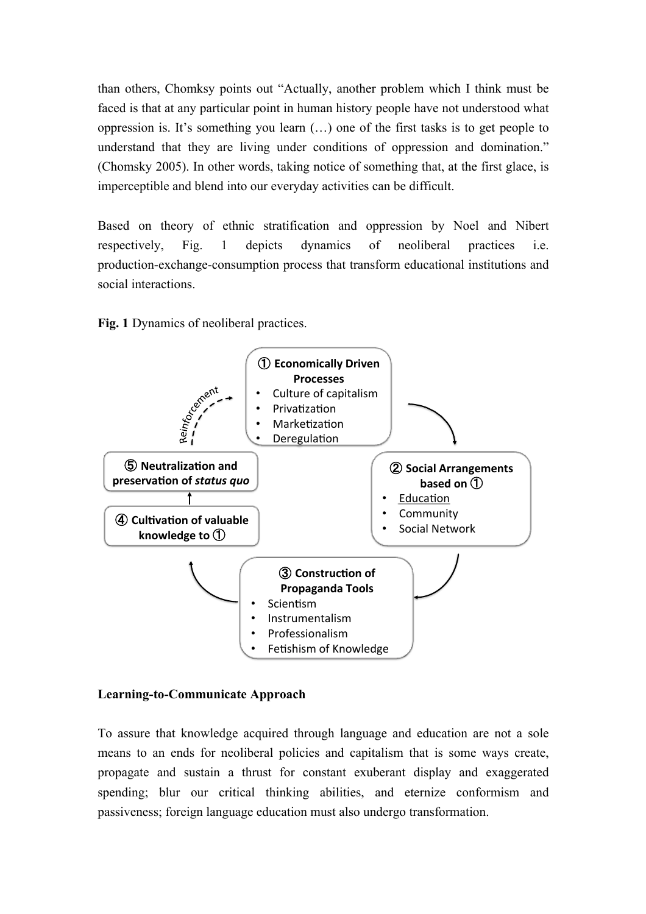than others, Chomksy points out "Actually, another problem which I think must be faced is that at any particular point in human history people have not understood what oppression is. It's something you learn (…) one of the first tasks is to get people to understand that they are living under conditions of oppression and domination." (Chomsky 2005). In other words, taking notice of something that, at the first glace, is imperceptible and blend into our everyday activities can be difficult.

Based on theory of ethnic stratification and oppression by Noel and Nibert respectively, Fig. 1 depicts dynamics of neoliberal practices i.e. production-exchange-consumption process that transform educational institutions and social interactions.

**Fig. 1** Dynamics of neoliberal practices.

**① Economically Driven Processes**
- Culture of capitalism
- Privatization
- Marketization
- Deregulation

**② Social Arrangements based on ①**
- Education
- Community
- Social Network

**③ Construction of Propaganda Tools**
- Scientism
- Instrumentalism
- Professionalism
- Fetishism of Knowledge

**④ Cultivation of valuable knowledge to ①**

**⑤ Neutralization and preservation of *status quo***

Reinforcement

## Learning-to-Communicate Approach

To assure that knowledge acquired through language and education are not a sole means to an ends for neoliberal policies and capitalism that is some ways create, propagate and sustain a thrust for constant exuberant display and exaggerated spending; blur our critical thinking abilities, and eternize conformism and passiveness; foreign language education must also undergo transformation.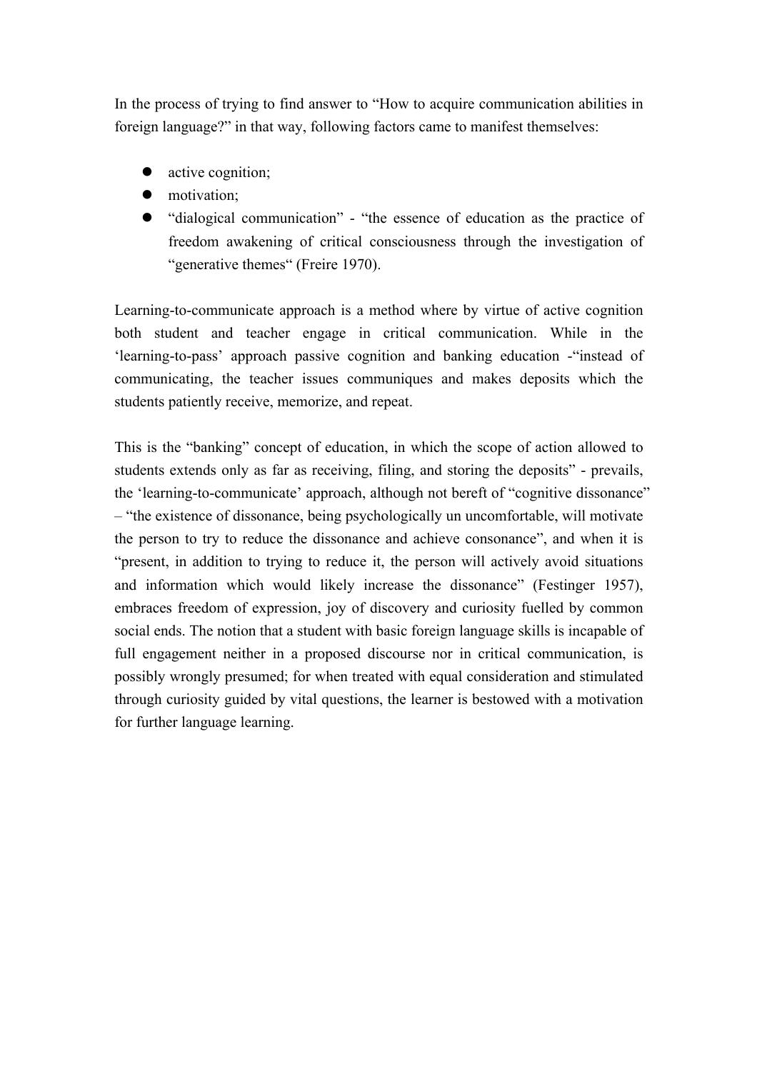In the process of trying to find answer to "How to acquire communication abilities in foreign language?" in that way, following factors came to manifest themselves:

- active cognition;
- motivation;
- "dialogical communication" - "the essence of education as the practice of freedom awakening of critical consciousness through the investigation of "generative themes" (Freire 1970).

Learning-to-communicate approach is a method where by virtue of active cognition both student and teacher engage in critical communication. While in the 'learning-to-pass' approach passive cognition and banking education -"instead of communicating, the teacher issues communiques and makes deposits which the students patiently receive, memorize, and repeat.

This is the "banking" concept of education, in which the scope of action allowed to students extends only as far as receiving, filing, and storing the deposits" - prevails, the 'learning-to-communicate' approach, although not bereft of "cognitive dissonance" – "the existence of dissonance, being psychologically un uncomfortable, will motivate the person to try to reduce the dissonance and achieve consonance", and when it is "present, in addition to trying to reduce it, the person will actively avoid situations and information which would likely increase the dissonance" (Festinger 1957), embraces freedom of expression, joy of discovery and curiosity fuelled by common social ends. The notion that a student with basic foreign language skills is incapable of full engagement neither in a proposed discourse nor in critical communication, is possibly wrongly presumed; for when treated with equal consideration and stimulated through curiosity guided by vital questions, the learner is bestowed with a motivation for further language learning.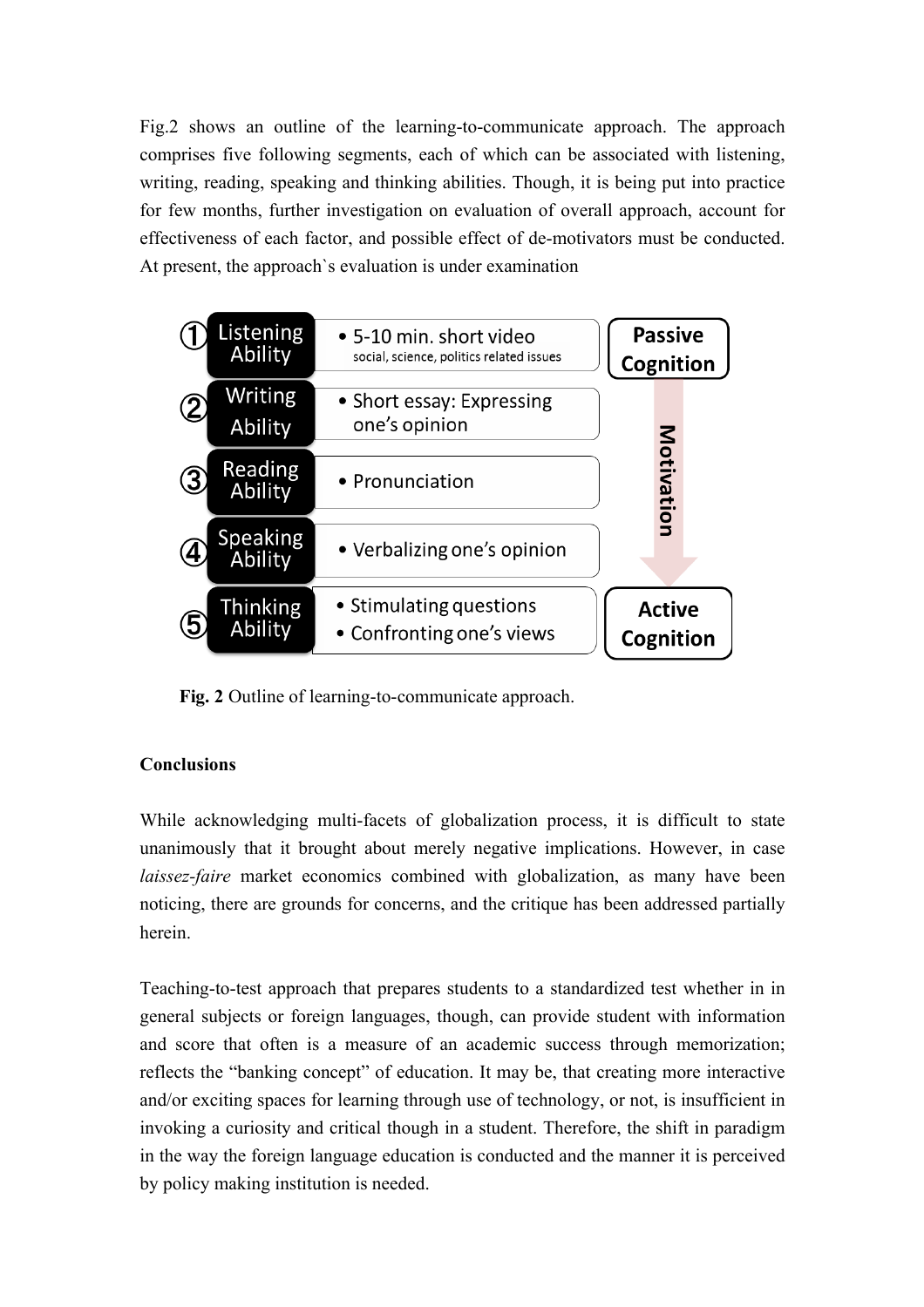Fig.2 shows an outline of the learning-to-communicate approach. The approach comprises five following segments, each of which can be associated with listening, writing, reading, speaking and thinking abilities. Though, it is being put into practice for few months, further investigation on evaluation of overall approach, account for effectiveness of each factor, and possible effect of de-motivators must be conducted. At present, the approach`s evaluation is under examination

| | Ability | Activity | |
|---|---|---|---|
| ① | Listening Ability | • 5-10 min. short video<br>social, science, politics related issues | Passive Cognition |
| ② | Writing Ability | • Short essay: Expressing one's opinion | Motivation |
| ③ | Reading Ability | • Pronunciation | ↓ |
| ④ | Speaking Ability | • Verbalizing one's opinion | ↓ |
| ⑤ | Thinking Ability | • Stimulating questions<br>• Confronting one's views | Active Cognition |

**Fig. 2** Outline of learning-to-communicate approach.

**Conclusions**

While acknowledging multi-facets of globalization process, it is difficult to state unanimously that it brought about merely negative implications. However, in case *laissez-faire* market economics combined with globalization, as many have been noticing, there are grounds for concerns, and the critique has been addressed partially herein.

Teaching-to-test approach that prepares students to a standardized test whether in in general subjects or foreign languages, though, can provide student with information and score that often is a measure of an academic success through memorization; reflects the "banking concept" of education. It may be, that creating more interactive and/or exciting spaces for learning through use of technology, or not, is insufficient in invoking a curiosity and critical though in a student. Therefore, the shift in paradigm in the way the foreign language education is conducted and the manner it is perceived by policy making institution is needed.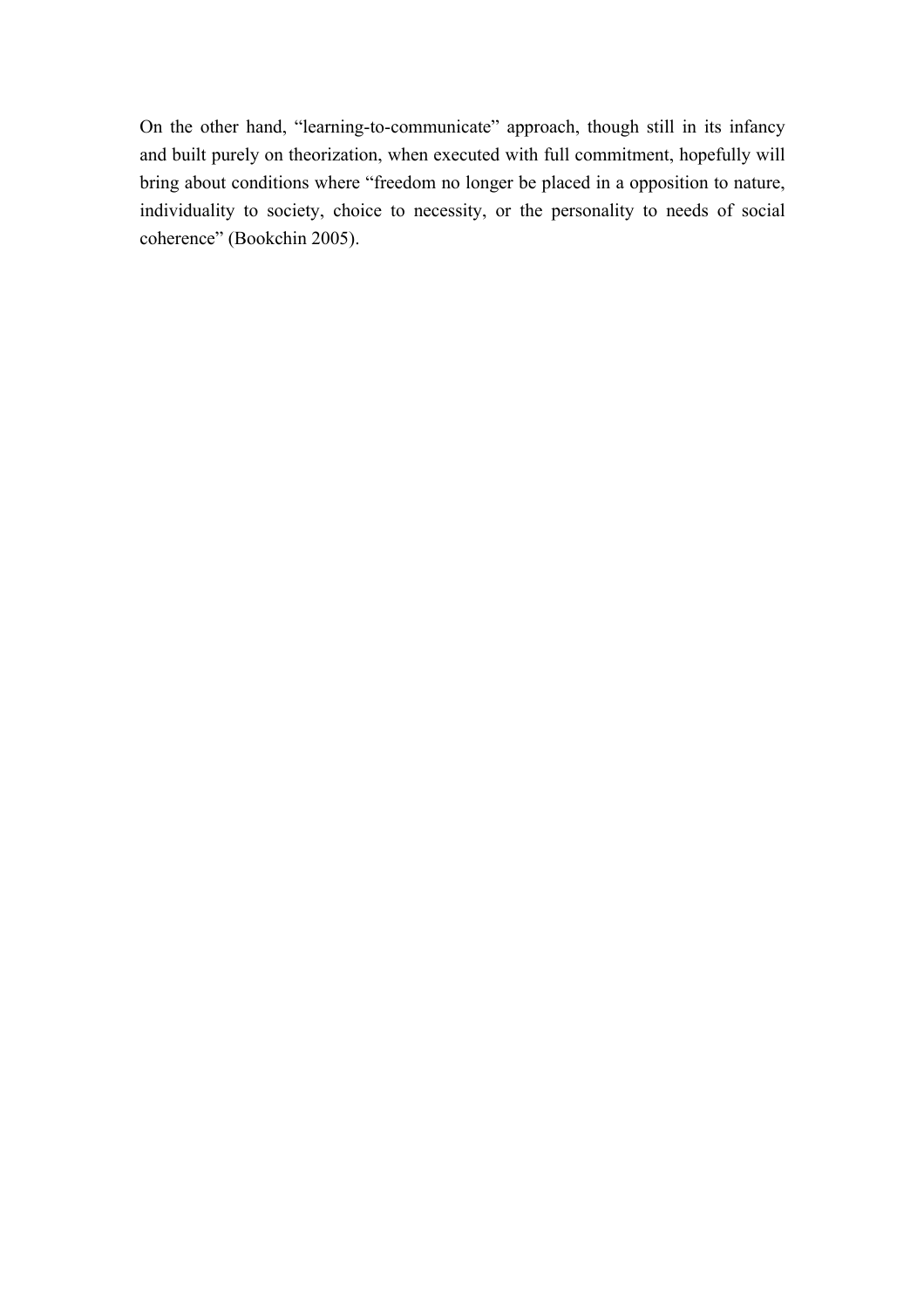On the other hand, "learning-to-communicate" approach, though still in its infancy and built purely on theorization, when executed with full commitment, hopefully will bring about conditions where "freedom no longer be placed in a opposition to nature, individuality to society, choice to necessity, or the personality to needs of social coherence" (Bookchin 2005).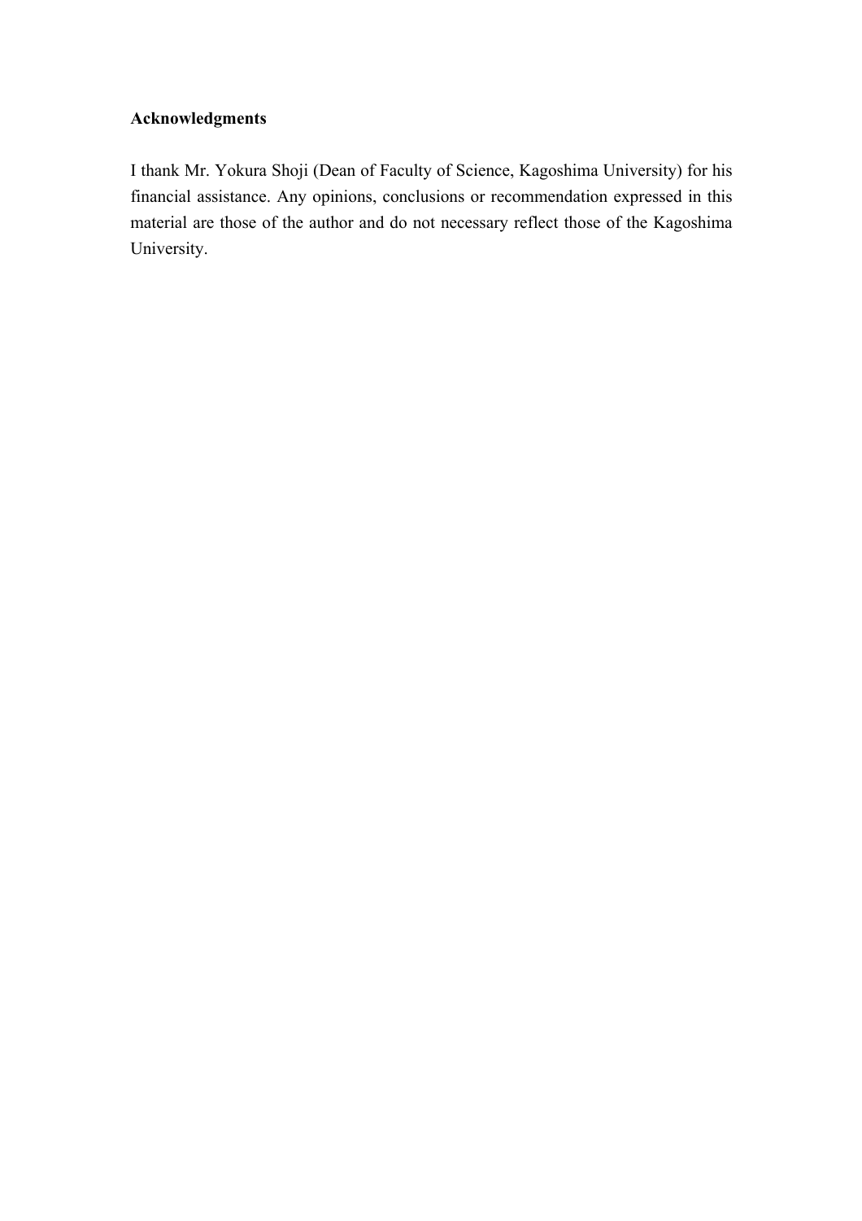## Acknowledgments

I thank Mr. Yokura Shoji (Dean of Faculty of Science, Kagoshima University) for his financial assistance. Any opinions, conclusions or recommendation expressed in this material are those of the author and do not necessary reflect those of the Kagoshima University.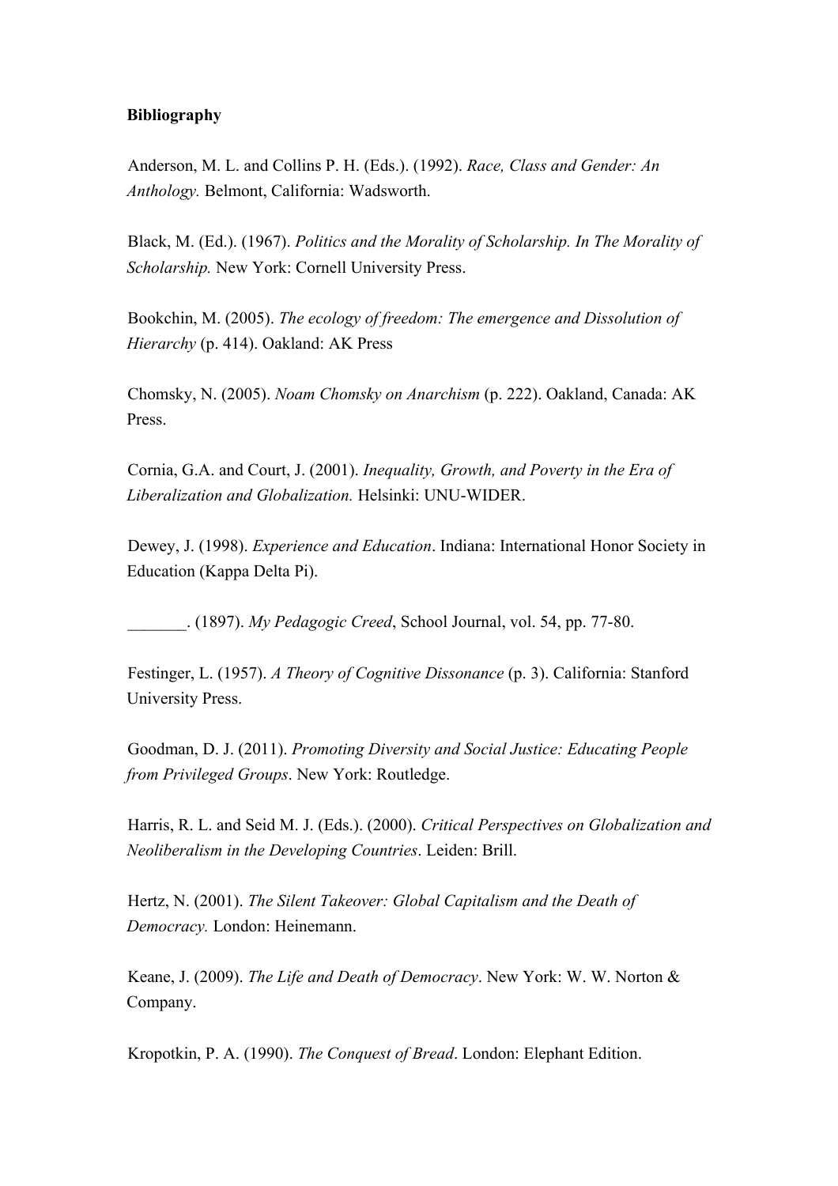**Bibliography**

Anderson, M. L. and Collins P. H. (Eds.). (1992). *Race, Class and Gender: An Anthology.* Belmont, California: Wadsworth.

Black, M. (Ed.). (1967). *Politics and the Morality of Scholarship. In The Morality of Scholarship.* New York: Cornell University Press.

Bookchin, M. (2005). *The ecology of freedom: The emergence and Dissolution of Hierarchy* (p. 414). Oakland: AK Press

Chomsky, N. (2005). *Noam Chomsky on Anarchism* (p. 222). Oakland, Canada: AK Press.

Cornia, G.A. and Court, J. (2001). *Inequality, Growth, and Poverty in the Era of Liberalization and Globalization.* Helsinki: UNU-WIDER.

Dewey, J. (1998). *Experience and Education*. Indiana: International Honor Society in Education (Kappa Delta Pi).

_______. (1897). *My Pedagogic Creed*, School Journal, vol. 54, pp. 77-80.

Festinger, L. (1957). *A Theory of Cognitive Dissonance* (p. 3). California: Stanford University Press.

Goodman, D. J. (2011). *Promoting Diversity and Social Justice: Educating People from Privileged Groups*. New York: Routledge.

Harris, R. L. and Seid M. J. (Eds.). (2000). *Critical Perspectives on Globalization and Neoliberalism in the Developing Countries*. Leiden: Brill.

Hertz, N. (2001). *The Silent Takeover: Global Capitalism and the Death of Democracy.* London: Heinemann.

Keane, J. (2009). *The Life and Death of Democracy*. New York: W. W. Norton & Company.

Kropotkin, P. A. (1990). *The Conquest of Bread*. London: Elephant Edition.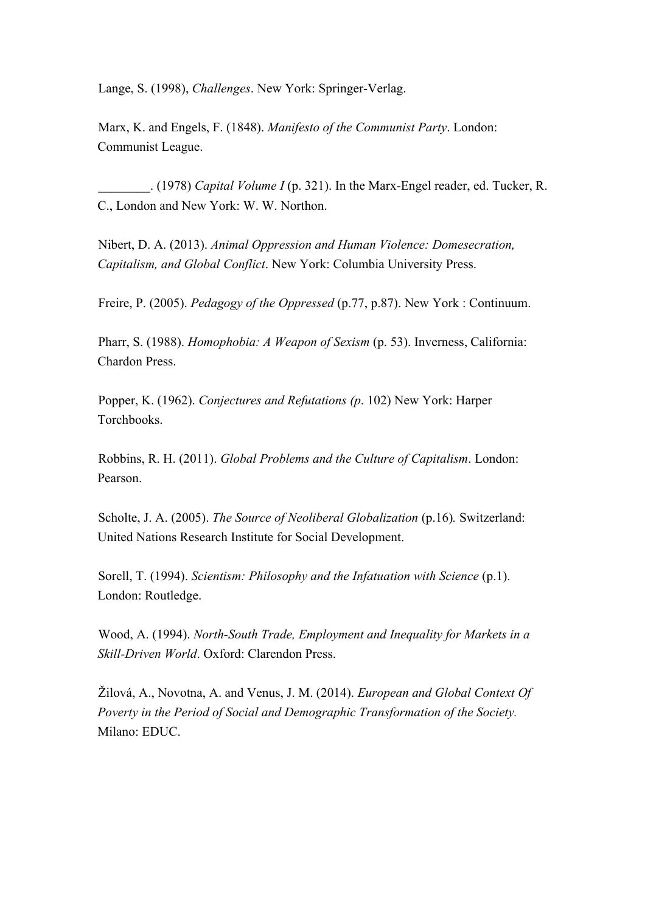Lange, S. (1998), *Challenges*. New York: Springer-Verlag.

Marx, K. and Engels, F. (1848). *Manifesto of the Communist Party*. London: Communist League.

________. (1978) *Capital Volume I* (p. 321). In the Marx-Engel reader, ed. Tucker, R. C., London and New York: W. W. Northon.

Nibert, D. A. (2013). *Animal Oppression and Human Violence: Domesecration, Capitalism, and Global Conflict*. New York: Columbia University Press.

Freire, P. (2005). *Pedagogy of the Oppressed* (p.77, p.87). New York : Continuum.

Pharr, S. (1988). *Homophobia: A Weapon of Sexism* (p. 53). Inverness, California: Chardon Press.

Popper, K. (1962). *Conjectures and Refutations (p*. 102) New York: Harper Torchbooks.

Robbins, R. H. (2011). *Global Problems and the Culture of Capitalism*. London: Pearson.

Scholte, J. A. (2005). *The Source of Neoliberal Globalization* (p.16)*.* Switzerland: United Nations Research Institute for Social Development.

Sorell, T. (1994). *Scientism: Philosophy and the Infatuation with Science* (p.1). London: Routledge.

Wood, A. (1994). *North-South Trade, Employment and Inequality for Markets in a Skill-Driven World*. Oxford: Clarendon Press.

Žilová, A., Novotna, A. and Venus, J. M. (2014). *European and Global Context Of Poverty in the Period of Social and Demographic Transformation of the Society.* Milano: EDUC.